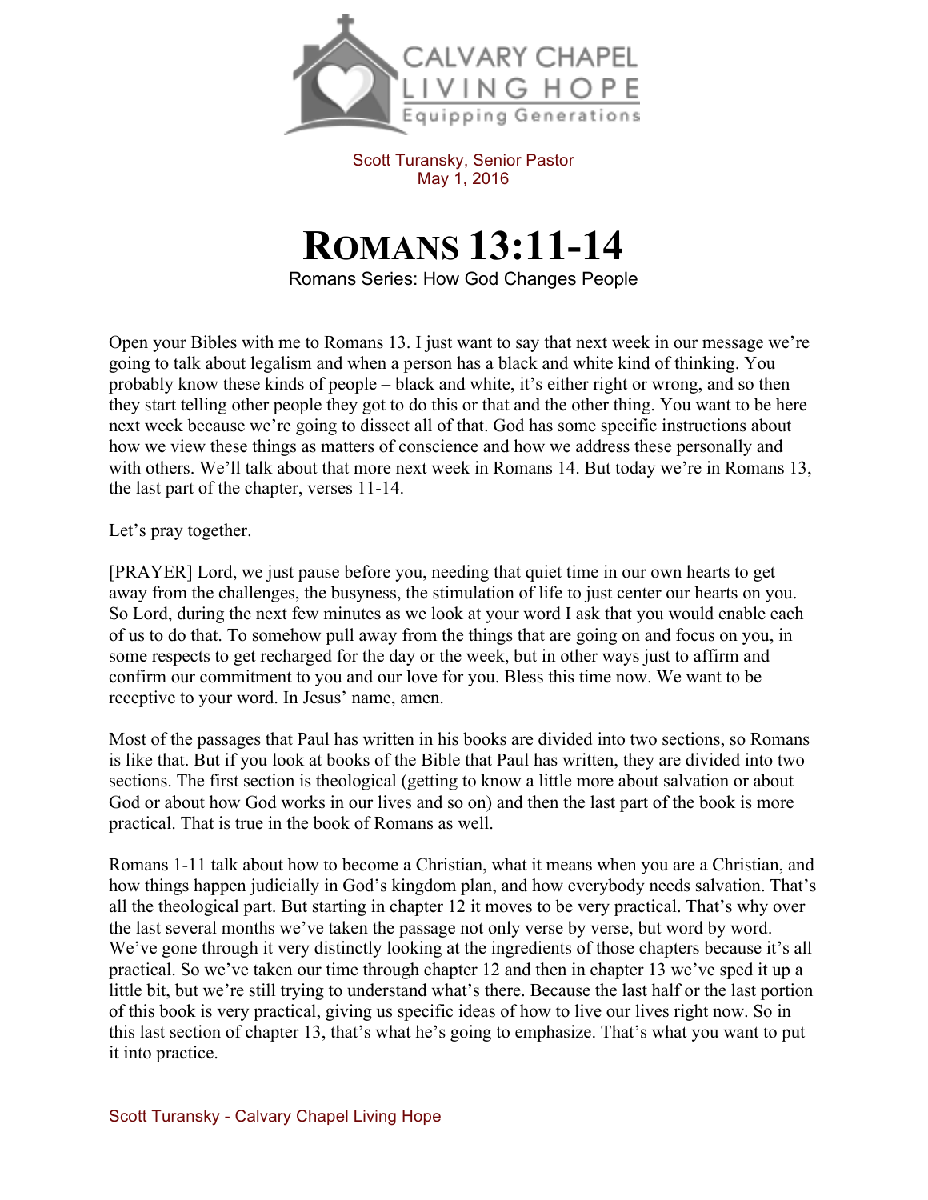CALVARY CHAPEL LIVING HOPE
Equipping Generations

Scott Turansky, Senior Pastor
May 1, 2016

# ROMANS 13:11-14

Romans Series: How God Changes People

Open your Bibles with me to Romans 13. I just want to say that next week in our message we're going to talk about legalism and when a person has a black and white kind of thinking. You probably know these kinds of people – black and white, it's either right or wrong, and so then they start telling other people they got to do this or that and the other thing. You want to be here next week because we're going to dissect all of that. God has some specific instructions about how we view these things as matters of conscience and how we address these personally and with others. We'll talk about that more next week in Romans 14. But today we're in Romans 13, the last part of the chapter, verses 11-14.

Let's pray together.

[PRAYER] Lord, we just pause before you, needing that quiet time in our own hearts to get away from the challenges, the busyness, the stimulation of life to just center our hearts on you. So Lord, during the next few minutes as we look at your word I ask that you would enable each of us to do that. To somehow pull away from the things that are going on and focus on you, in some respects to get recharged for the day or the week, but in other ways just to affirm and confirm our commitment to you and our love for you. Bless this time now. We want to be receptive to your word. In Jesus' name, amen.

Most of the passages that Paul has written in his books are divided into two sections, so Romans is like that. But if you look at books of the Bible that Paul has written, they are divided into two sections. The first section is theological (getting to know a little more about salvation or about God or about how God works in our lives and so on) and then the last part of the book is more practical. That is true in the book of Romans as well.

Romans 1-11 talk about how to become a Christian, what it means when you are a Christian, and how things happen judicially in God's kingdom plan, and how everybody needs salvation. That's all the theological part. But starting in chapter 12 it moves to be very practical. That's why over the last several months we've taken the passage not only verse by verse, but word by word. We've gone through it very distinctly looking at the ingredients of those chapters because it's all practical. So we've taken our time through chapter 12 and then in chapter 13 we've sped it up a little bit, but we're still trying to understand what's there. Because the last half or the last portion of this book is very practical, giving us specific ideas of how to live our lives right now. So in this last section of chapter 13, that's what he's going to emphasize. That's what you want to put it into practice.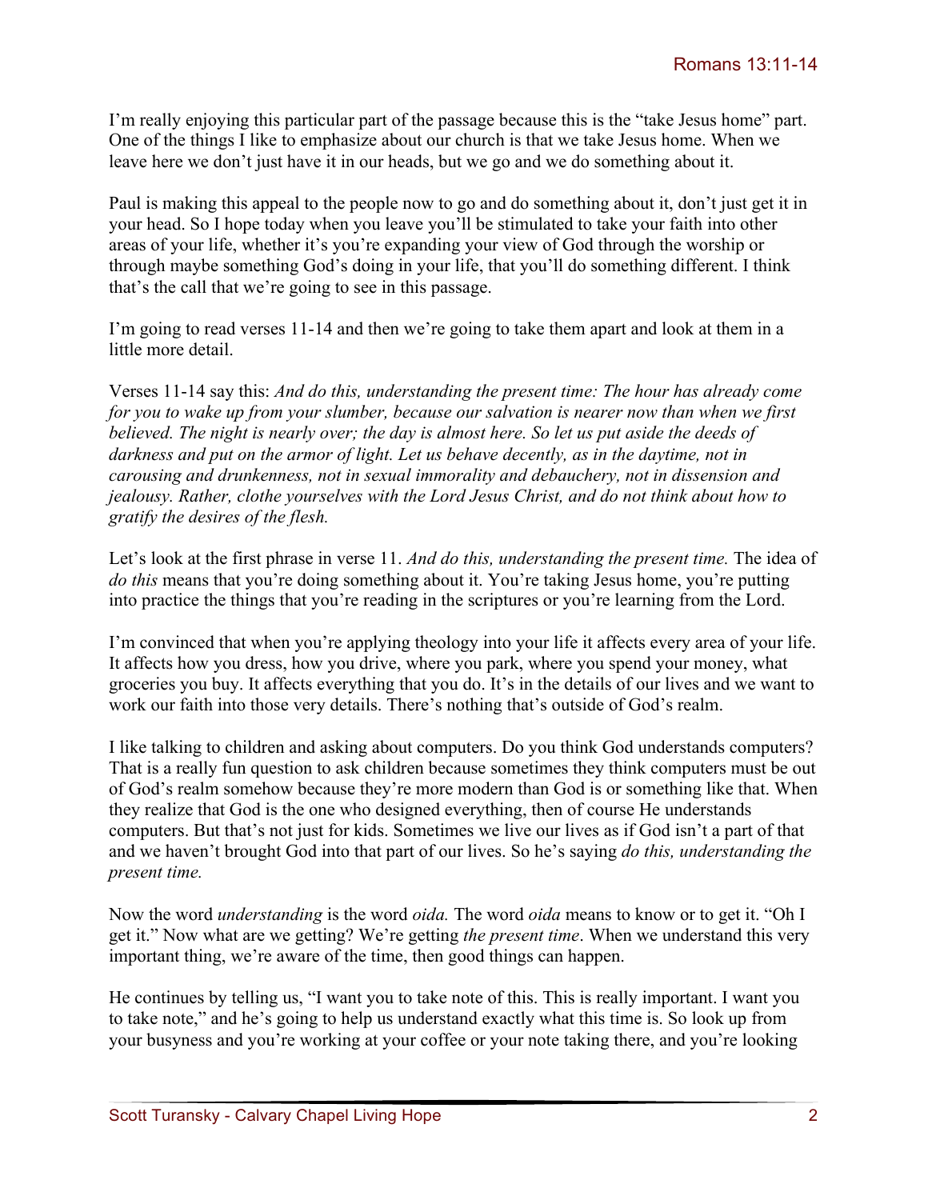I'm really enjoying this particular part of the passage because this is the "take Jesus home" part. One of the things I like to emphasize about our church is that we take Jesus home. When we leave here we don't just have it in our heads, but we go and we do something about it.

Paul is making this appeal to the people now to go and do something about it, don't just get it in your head. So I hope today when you leave you'll be stimulated to take your faith into other areas of your life, whether it's you're expanding your view of God through the worship or through maybe something God's doing in your life, that you'll do something different. I think that's the call that we're going to see in this passage.

I'm going to read verses 11-14 and then we're going to take them apart and look at them in a little more detail.

Verses 11-14 say this: *And do this, understanding the present time: The hour has already come for you to wake up from your slumber, because our salvation is nearer now than when we first believed. The night is nearly over; the day is almost here. So let us put aside the deeds of darkness and put on the armor of light. Let us behave decently, as in the daytime, not in carousing and drunkenness, not in sexual immorality and debauchery, not in dissension and jealousy. Rather, clothe yourselves with the Lord Jesus Christ, and do not think about how to gratify the desires of the flesh.*

Let's look at the first phrase in verse 11. *And do this, understanding the present time.* The idea of *do this* means that you're doing something about it. You're taking Jesus home, you're putting into practice the things that you're reading in the scriptures or you're learning from the Lord.

I'm convinced that when you're applying theology into your life it affects every area of your life. It affects how you dress, how you drive, where you park, where you spend your money, what groceries you buy. It affects everything that you do. It's in the details of our lives and we want to work our faith into those very details. There's nothing that's outside of God's realm.

I like talking to children and asking about computers. Do you think God understands computers? That is a really fun question to ask children because sometimes they think computers must be out of God's realm somehow because they're more modern than God is or something like that. When they realize that God is the one who designed everything, then of course He understands computers. But that's not just for kids. Sometimes we live our lives as if God isn't a part of that and we haven't brought God into that part of our lives. So he's saying *do this, understanding the present time.*

Now the word *understanding* is the word *oida.* The word *oida* means to know or to get it. "Oh I get it." Now what are we getting? We're getting *the present time*. When we understand this very important thing, we're aware of the time, then good things can happen.

He continues by telling us, "I want you to take note of this. This is really important. I want you to take note," and he's going to help us understand exactly what this time is. So look up from your busyness and you're working at your coffee or your note taking there, and you're looking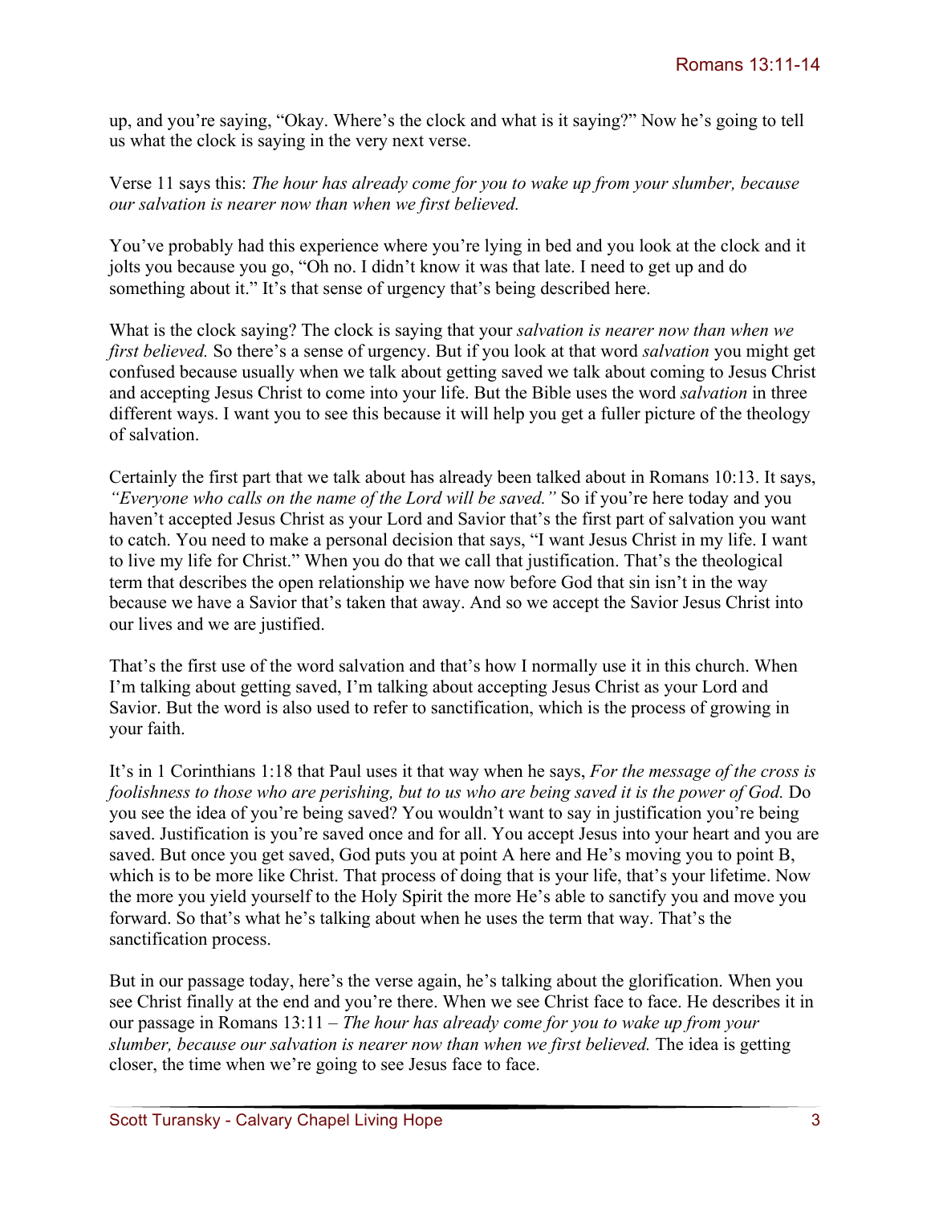up, and you're saying, "Okay. Where's the clock and what is it saying?" Now he's going to tell us what the clock is saying in the very next verse.

Verse 11 says this: *The hour has already come for you to wake up from your slumber, because our salvation is nearer now than when we first believed.*

You've probably had this experience where you're lying in bed and you look at the clock and it jolts you because you go, "Oh no. I didn't know it was that late. I need to get up and do something about it." It's that sense of urgency that's being described here.

What is the clock saying? The clock is saying that your *salvation is nearer now than when we first believed.* So there's a sense of urgency. But if you look at that word *salvation* you might get confused because usually when we talk about getting saved we talk about coming to Jesus Christ and accepting Jesus Christ to come into your life. But the Bible uses the word *salvation* in three different ways. I want you to see this because it will help you get a fuller picture of the theology of salvation.

Certainly the first part that we talk about has already been talked about in Romans 10:13. It says, *"Everyone who calls on the name of the Lord will be saved."* So if you're here today and you haven't accepted Jesus Christ as your Lord and Savior that's the first part of salvation you want to catch. You need to make a personal decision that says, "I want Jesus Christ in my life. I want to live my life for Christ." When you do that we call that justification. That's the theological term that describes the open relationship we have now before God that sin isn't in the way because we have a Savior that's taken that away. And so we accept the Savior Jesus Christ into our lives and we are justified.

That's the first use of the word salvation and that's how I normally use it in this church. When I'm talking about getting saved, I'm talking about accepting Jesus Christ as your Lord and Savior. But the word is also used to refer to sanctification, which is the process of growing in your faith.

It's in 1 Corinthians 1:18 that Paul uses it that way when he says, *For the message of the cross is foolishness to those who are perishing, but to us who are being saved it is the power of God.* Do you see the idea of you're being saved? You wouldn't want to say in justification you're being saved. Justification is you're saved once and for all. You accept Jesus into your heart and you are saved. But once you get saved, God puts you at point A here and He's moving you to point B, which is to be more like Christ. That process of doing that is your life, that's your lifetime. Now the more you yield yourself to the Holy Spirit the more He's able to sanctify you and move you forward. So that's what he's talking about when he uses the term that way. That's the sanctification process.

But in our passage today, here's the verse again, he's talking about the glorification. When you see Christ finally at the end and you're there. When we see Christ face to face. He describes it in our passage in Romans 13:11 – *The hour has already come for you to wake up from your slumber, because our salvation is nearer now than when we first believed.* The idea is getting closer, the time when we're going to see Jesus face to face.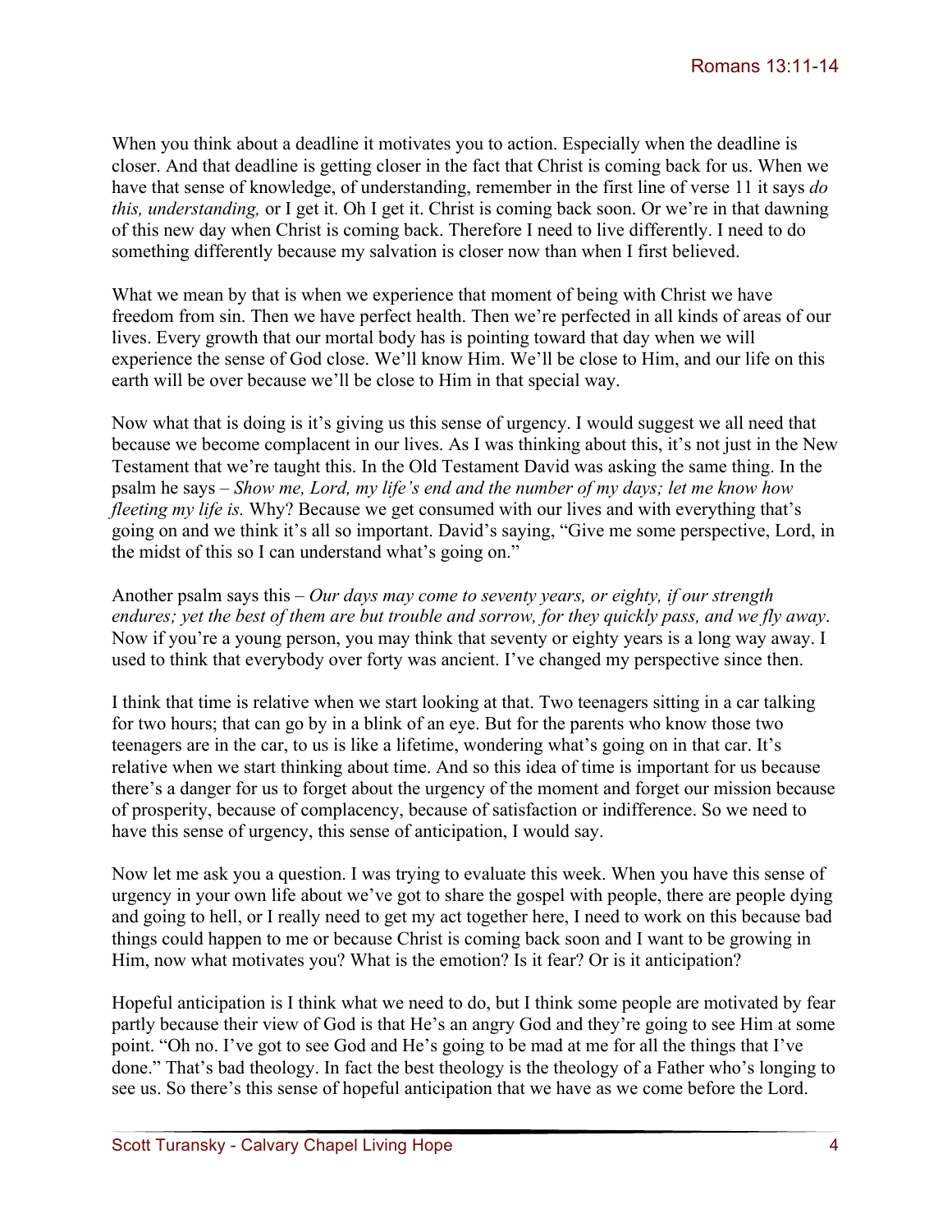When you think about a deadline it motivates you to action. Especially when the deadline is closer. And that deadline is getting closer in the fact that Christ is coming back for us. When we have that sense of knowledge, of understanding, remember in the first line of verse 11 it says *do this, understanding,* or I get it. Oh I get it. Christ is coming back soon. Or we're in that dawning of this new day when Christ is coming back. Therefore I need to live differently. I need to do something differently because my salvation is closer now than when I first believed.

What we mean by that is when we experience that moment of being with Christ we have freedom from sin. Then we have perfect health. Then we're perfected in all kinds of areas of our lives. Every growth that our mortal body has is pointing toward that day when we will experience the sense of God close. We'll know Him. We'll be close to Him, and our life on this earth will be over because we'll be close to Him in that special way.

Now what that is doing is it's giving us this sense of urgency. I would suggest we all need that because we become complacent in our lives. As I was thinking about this, it's not just in the New Testament that we're taught this. In the Old Testament David was asking the same thing. In the psalm he says – *Show me, Lord, my life's end and the number of my days; let me know how fleeting my life is.* Why? Because we get consumed with our lives and with everything that's going on and we think it's all so important. David's saying, "Give me some perspective, Lord, in the midst of this so I can understand what's going on."

Another psalm says this – *Our days may come to seventy years, or eighty, if our strength endures; yet the best of them are but trouble and sorrow, for they quickly pass, and we fly away*. Now if you're a young person, you may think that seventy or eighty years is a long way away. I used to think that everybody over forty was ancient. I've changed my perspective since then.

I think that time is relative when we start looking at that. Two teenagers sitting in a car talking for two hours; that can go by in a blink of an eye. But for the parents who know those two teenagers are in the car, to us is like a lifetime, wondering what's going on in that car. It's relative when we start thinking about time. And so this idea of time is important for us because there's a danger for us to forget about the urgency of the moment and forget our mission because of prosperity, because of complacency, because of satisfaction or indifference. So we need to have this sense of urgency, this sense of anticipation, I would say.

Now let me ask you a question. I was trying to evaluate this week. When you have this sense of urgency in your own life about we've got to share the gospel with people, there are people dying and going to hell, or I really need to get my act together here, I need to work on this because bad things could happen to me or because Christ is coming back soon and I want to be growing in Him, now what motivates you? What is the emotion? Is it fear? Or is it anticipation?

Hopeful anticipation is I think what we need to do, but I think some people are motivated by fear partly because their view of God is that He's an angry God and they're going to see Him at some point. "Oh no. I've got to see God and He's going to be mad at me for all the things that I've done." That's bad theology. In fact the best theology is the theology of a Father who's longing to see us. So there's this sense of hopeful anticipation that we have as we come before the Lord.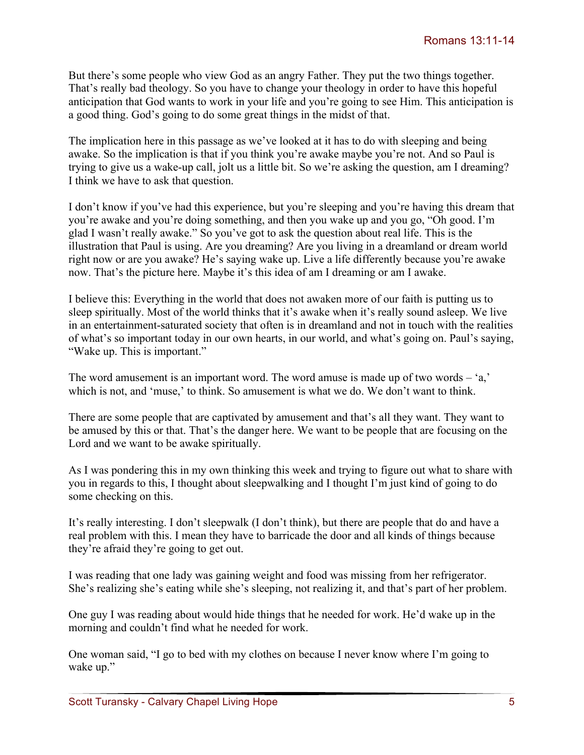But there's some people who view God as an angry Father. They put the two things together. That's really bad theology. So you have to change your theology in order to have this hopeful anticipation that God wants to work in your life and you're going to see Him. This anticipation is a good thing. God's going to do some great things in the midst of that.

The implication here in this passage as we've looked at it has to do with sleeping and being awake. So the implication is that if you think you're awake maybe you're not. And so Paul is trying to give us a wake-up call, jolt us a little bit. So we're asking the question, am I dreaming? I think we have to ask that question.

I don't know if you've had this experience, but you're sleeping and you're having this dream that you're awake and you're doing something, and then you wake up and you go, "Oh good. I'm glad I wasn't really awake." So you've got to ask the question about real life. This is the illustration that Paul is using. Are you dreaming? Are you living in a dreamland or dream world right now or are you awake? He's saying wake up. Live a life differently because you're awake now. That's the picture here. Maybe it's this idea of am I dreaming or am I awake.

I believe this: Everything in the world that does not awaken more of our faith is putting us to sleep spiritually. Most of the world thinks that it's awake when it's really sound asleep. We live in an entertainment-saturated society that often is in dreamland and not in touch with the realities of what's so important today in our own hearts, in our world, and what's going on. Paul's saying, "Wake up. This is important."

The word amusement is an important word. The word amuse is made up of two words – 'a,' which is not, and 'muse,' to think. So amusement is what we do. We don't want to think.

There are some people that are captivated by amusement and that's all they want. They want to be amused by this or that. That's the danger here. We want to be people that are focusing on the Lord and we want to be awake spiritually.

As I was pondering this in my own thinking this week and trying to figure out what to share with you in regards to this, I thought about sleepwalking and I thought I'm just kind of going to do some checking on this.

It's really interesting. I don't sleepwalk (I don't think), but there are people that do and have a real problem with this. I mean they have to barricade the door and all kinds of things because they're afraid they're going to get out.

I was reading that one lady was gaining weight and food was missing from her refrigerator. She's realizing she's eating while she's sleeping, not realizing it, and that's part of her problem.

One guy I was reading about would hide things that he needed for work. He'd wake up in the morning and couldn't find what he needed for work.

One woman said, "I go to bed with my clothes on because I never know where I'm going to wake up."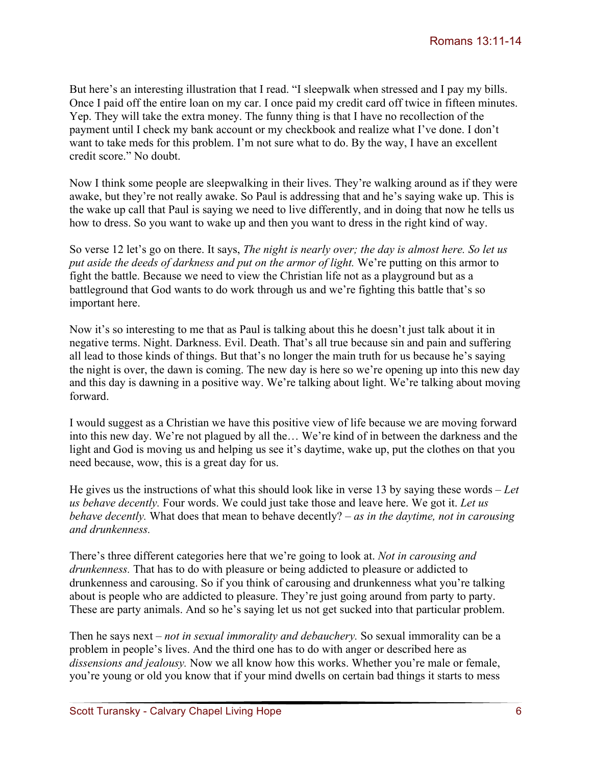But here's an interesting illustration that I read. "I sleepwalk when stressed and I pay my bills. Once I paid off the entire loan on my car. I once paid my credit card off twice in fifteen minutes. Yep. They will take the extra money. The funny thing is that I have no recollection of the payment until I check my bank account or my checkbook and realize what I've done. I don't want to take meds for this problem. I'm not sure what to do. By the way, I have an excellent credit score." No doubt.

Now I think some people are sleepwalking in their lives. They're walking around as if they were awake, but they're not really awake. So Paul is addressing that and he's saying wake up. This is the wake up call that Paul is saying we need to live differently, and in doing that now he tells us how to dress. So you want to wake up and then you want to dress in the right kind of way.

So verse 12 let's go on there. It says, *The night is nearly over; the day is almost here. So let us put aside the deeds of darkness and put on the armor of light.* We're putting on this armor to fight the battle. Because we need to view the Christian life not as a playground but as a battleground that God wants to do work through us and we're fighting this battle that's so important here.

Now it's so interesting to me that as Paul is talking about this he doesn't just talk about it in negative terms. Night. Darkness. Evil. Death. That's all true because sin and pain and suffering all lead to those kinds of things. But that's no longer the main truth for us because he's saying the night is over, the dawn is coming. The new day is here so we're opening up into this new day and this day is dawning in a positive way. We're talking about light. We're talking about moving forward.

I would suggest as a Christian we have this positive view of life because we are moving forward into this new day. We're not plagued by all the… We're kind of in between the darkness and the light and God is moving us and helping us see it's daytime, wake up, put the clothes on that you need because, wow, this is a great day for us.

He gives us the instructions of what this should look like in verse 13 by saying these words – *Let us behave decently.* Four words. We could just take those and leave here. We got it. *Let us behave decently.* What does that mean to behave decently? – *as in the daytime, not in carousing and drunkenness.*

There's three different categories here that we're going to look at. *Not in carousing and drunkenness.* That has to do with pleasure or being addicted to pleasure or addicted to drunkenness and carousing. So if you think of carousing and drunkenness what you're talking about is people who are addicted to pleasure. They're just going around from party to party. These are party animals. And so he's saying let us not get sucked into that particular problem.

Then he says next – *not in sexual immorality and debauchery.* So sexual immorality can be a problem in people's lives. And the third one has to do with anger or described here as *dissensions and jealousy.* Now we all know how this works. Whether you're male or female, you're young or old you know that if your mind dwells on certain bad things it starts to mess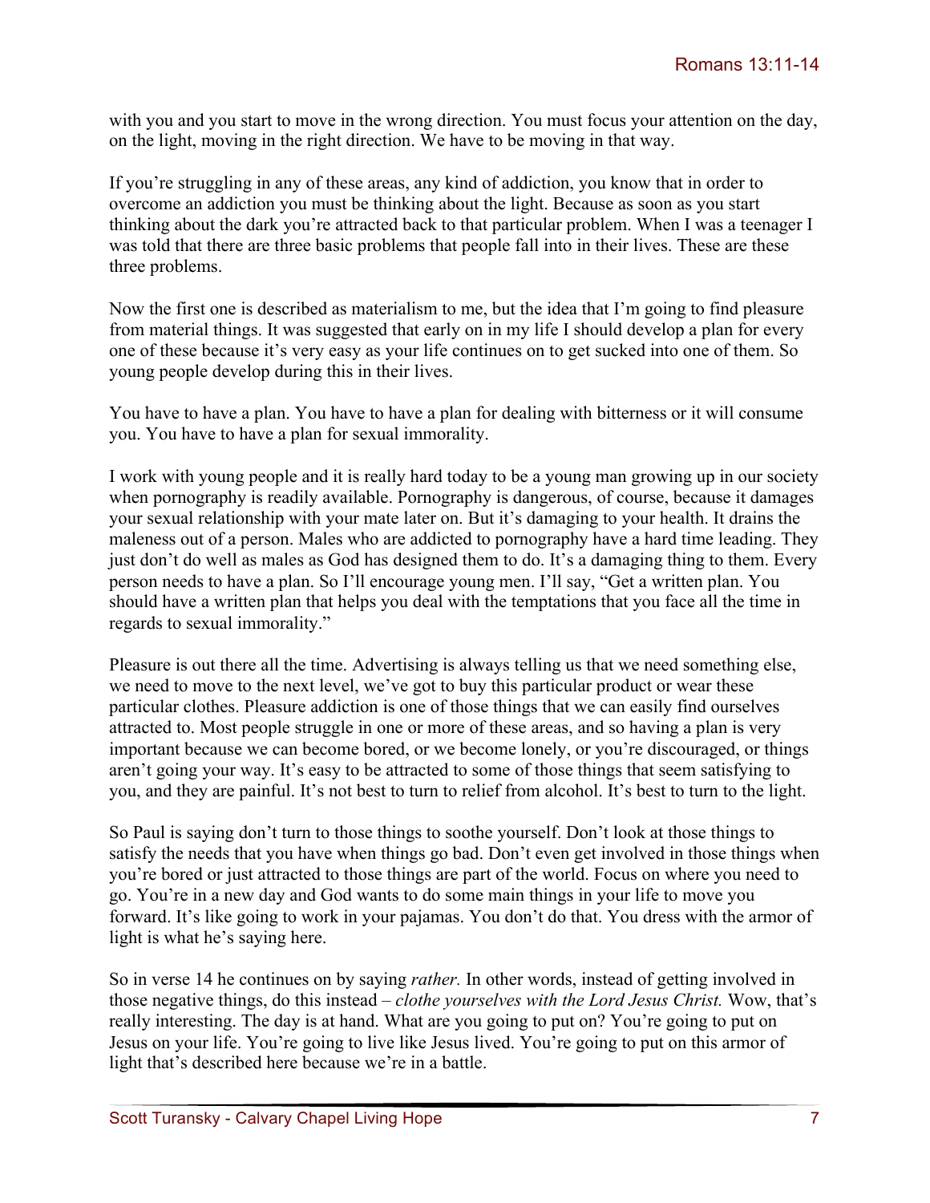with you and you start to move in the wrong direction. You must focus your attention on the day, on the light, moving in the right direction. We have to be moving in that way.

If you're struggling in any of these areas, any kind of addiction, you know that in order to overcome an addiction you must be thinking about the light. Because as soon as you start thinking about the dark you're attracted back to that particular problem. When I was a teenager I was told that there are three basic problems that people fall into in their lives. These are these three problems.

Now the first one is described as materialism to me, but the idea that I'm going to find pleasure from material things. It was suggested that early on in my life I should develop a plan for every one of these because it's very easy as your life continues on to get sucked into one of them. So young people develop during this in their lives.

You have to have a plan. You have to have a plan for dealing with bitterness or it will consume you. You have to have a plan for sexual immorality.

I work with young people and it is really hard today to be a young man growing up in our society when pornography is readily available. Pornography is dangerous, of course, because it damages your sexual relationship with your mate later on. But it's damaging to your health. It drains the maleness out of a person. Males who are addicted to pornography have a hard time leading. They just don't do well as males as God has designed them to do. It's a damaging thing to them. Every person needs to have a plan. So I'll encourage young men. I'll say, "Get a written plan. You should have a written plan that helps you deal with the temptations that you face all the time in regards to sexual immorality."

Pleasure is out there all the time. Advertising is always telling us that we need something else, we need to move to the next level, we've got to buy this particular product or wear these particular clothes. Pleasure addiction is one of those things that we can easily find ourselves attracted to. Most people struggle in one or more of these areas, and so having a plan is very important because we can become bored, or we become lonely, or you're discouraged, or things aren't going your way. It's easy to be attracted to some of those things that seem satisfying to you, and they are painful. It's not best to turn to relief from alcohol. It's best to turn to the light.

So Paul is saying don't turn to those things to soothe yourself. Don't look at those things to satisfy the needs that you have when things go bad. Don't even get involved in those things when you're bored or just attracted to those things are part of the world. Focus on where you need to go. You're in a new day and God wants to do some main things in your life to move you forward. It's like going to work in your pajamas. You don't do that. You dress with the armor of light is what he's saying here.

So in verse 14 he continues on by saying *rather.* In other words, instead of getting involved in those negative things, do this instead – *clothe yourselves with the Lord Jesus Christ.* Wow, that's really interesting. The day is at hand. What are you going to put on? You're going to put on Jesus on your life. You're going to live like Jesus lived. You're going to put on this armor of light that's described here because we're in a battle.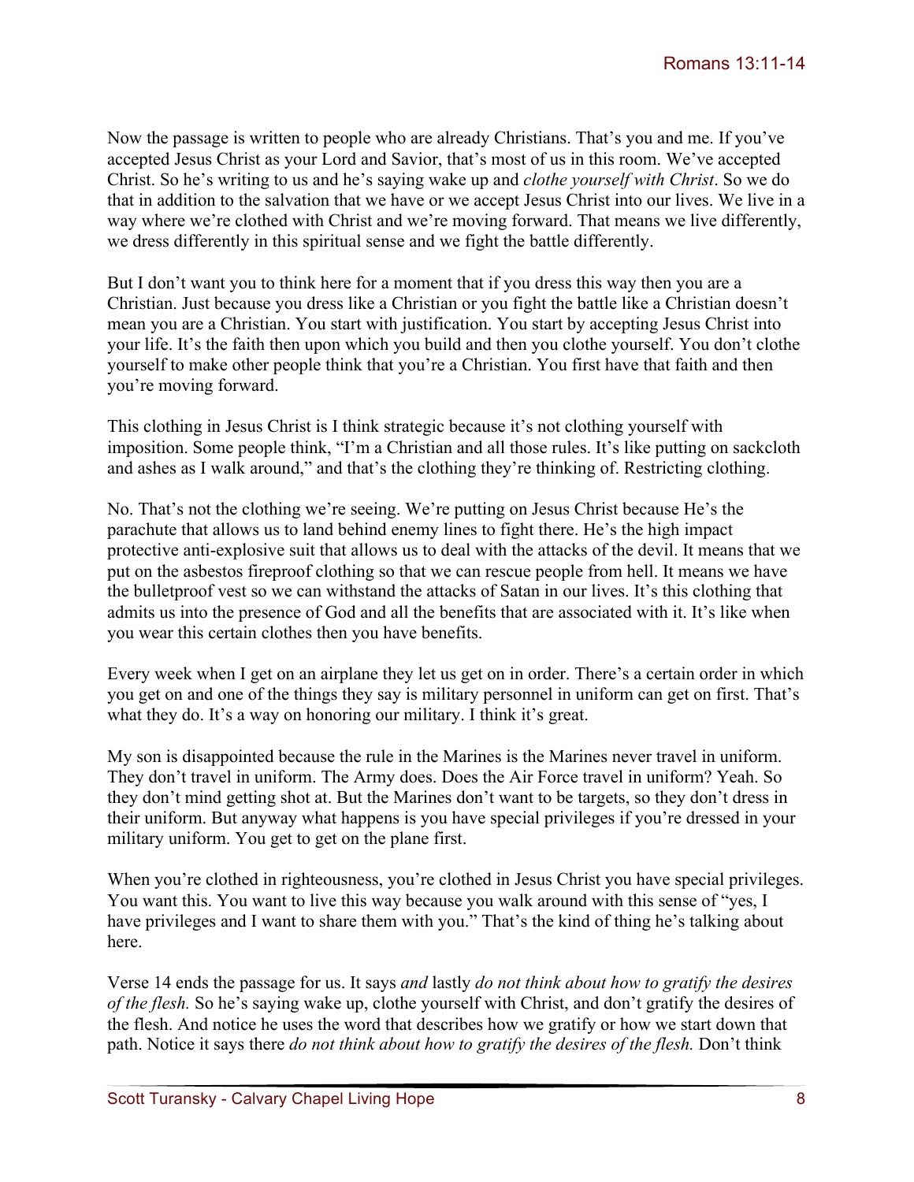Now the passage is written to people who are already Christians. That's you and me. If you've accepted Jesus Christ as your Lord and Savior, that's most of us in this room. We've accepted Christ. So he's writing to us and he's saying wake up and *clothe yourself with Christ*. So we do that in addition to the salvation that we have or we accept Jesus Christ into our lives. We live in a way where we're clothed with Christ and we're moving forward. That means we live differently, we dress differently in this spiritual sense and we fight the battle differently.

But I don't want you to think here for a moment that if you dress this way then you are a Christian. Just because you dress like a Christian or you fight the battle like a Christian doesn't mean you are a Christian. You start with justification. You start by accepting Jesus Christ into your life. It's the faith then upon which you build and then you clothe yourself. You don't clothe yourself to make other people think that you're a Christian. You first have that faith and then you're moving forward.

This clothing in Jesus Christ is I think strategic because it's not clothing yourself with imposition. Some people think, "I'm a Christian and all those rules. It's like putting on sackcloth and ashes as I walk around," and that's the clothing they're thinking of. Restricting clothing.

No. That's not the clothing we're seeing. We're putting on Jesus Christ because He's the parachute that allows us to land behind enemy lines to fight there. He's the high impact protective anti-explosive suit that allows us to deal with the attacks of the devil. It means that we put on the asbestos fireproof clothing so that we can rescue people from hell. It means we have the bulletproof vest so we can withstand the attacks of Satan in our lives. It's this clothing that admits us into the presence of God and all the benefits that are associated with it. It's like when you wear this certain clothes then you have benefits.

Every week when I get on an airplane they let us get on in order. There's a certain order in which you get on and one of the things they say is military personnel in uniform can get on first. That's what they do. It's a way on honoring our military. I think it's great.

My son is disappointed because the rule in the Marines is the Marines never travel in uniform. They don't travel in uniform. The Army does. Does the Air Force travel in uniform? Yeah. So they don't mind getting shot at. But the Marines don't want to be targets, so they don't dress in their uniform. But anyway what happens is you have special privileges if you're dressed in your military uniform. You get to get on the plane first.

When you're clothed in righteousness, you're clothed in Jesus Christ you have special privileges. You want this. You want to live this way because you walk around with this sense of "yes, I have privileges and I want to share them with you." That's the kind of thing he's talking about here.

Verse 14 ends the passage for us. It says *and* lastly *do not think about how to gratify the desires of the flesh.* So he's saying wake up, clothe yourself with Christ, and don't gratify the desires of the flesh. And notice he uses the word that describes how we gratify or how we start down that path. Notice it says there *do not think about how to gratify the desires of the flesh.* Don't think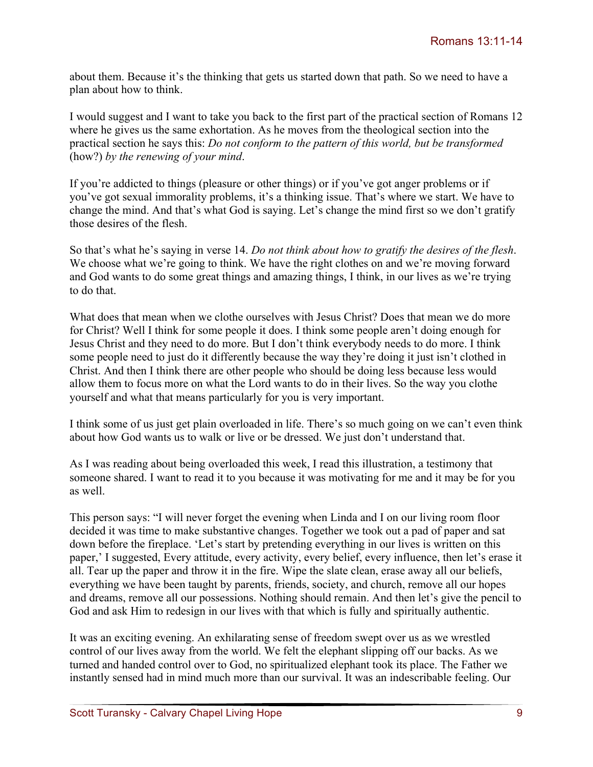about them. Because it's the thinking that gets us started down that path. So we need to have a plan about how to think.

I would suggest and I want to take you back to the first part of the practical section of Romans 12 where he gives us the same exhortation. As he moves from the theological section into the practical section he says this: *Do not conform to the pattern of this world, but be transformed* (how?) *by the renewing of your mind*.

If you're addicted to things (pleasure or other things) or if you've got anger problems or if you've got sexual immorality problems, it's a thinking issue. That's where we start. We have to change the mind. And that's what God is saying. Let's change the mind first so we don't gratify those desires of the flesh.

So that's what he's saying in verse 14. *Do not think about how to gratify the desires of the flesh*. We choose what we're going to think. We have the right clothes on and we're moving forward and God wants to do some great things and amazing things, I think, in our lives as we're trying to do that.

What does that mean when we clothe ourselves with Jesus Christ? Does that mean we do more for Christ? Well I think for some people it does. I think some people aren't doing enough for Jesus Christ and they need to do more. But I don't think everybody needs to do more. I think some people need to just do it differently because the way they're doing it just isn't clothed in Christ. And then I think there are other people who should be doing less because less would allow them to focus more on what the Lord wants to do in their lives. So the way you clothe yourself and what that means particularly for you is very important.

I think some of us just get plain overloaded in life. There's so much going on we can't even think about how God wants us to walk or live or be dressed. We just don't understand that.

As I was reading about being overloaded this week, I read this illustration, a testimony that someone shared. I want to read it to you because it was motivating for me and it may be for you as well.

This person says: "I will never forget the evening when Linda and I on our living room floor decided it was time to make substantive changes. Together we took out a pad of paper and sat down before the fireplace. 'Let's start by pretending everything in our lives is written on this paper,' I suggested, Every attitude, every activity, every belief, every influence, then let's erase it all. Tear up the paper and throw it in the fire. Wipe the slate clean, erase away all our beliefs, everything we have been taught by parents, friends, society, and church, remove all our hopes and dreams, remove all our possessions. Nothing should remain. And then let's give the pencil to God and ask Him to redesign in our lives with that which is fully and spiritually authentic.

It was an exciting evening. An exhilarating sense of freedom swept over us as we wrestled control of our lives away from the world. We felt the elephant slipping off our backs. As we turned and handed control over to God, no spiritualized elephant took its place. The Father we instantly sensed had in mind much more than our survival. It was an indescribable feeling. Our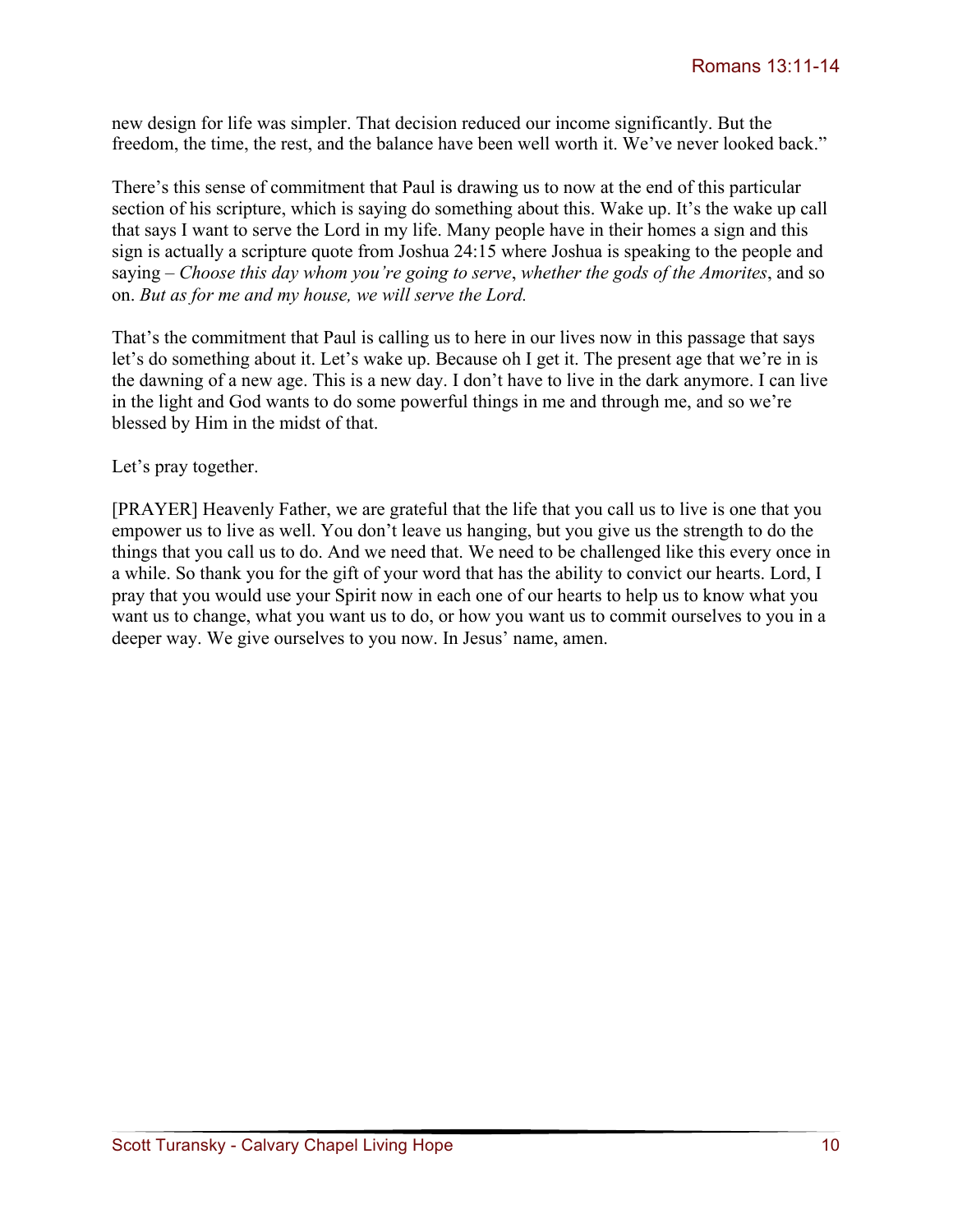new design for life was simpler. That decision reduced our income significantly. But the freedom, the time, the rest, and the balance have been well worth it. We've never looked back."

There's this sense of commitment that Paul is drawing us to now at the end of this particular section of his scripture, which is saying do something about this. Wake up. It's the wake up call that says I want to serve the Lord in my life. Many people have in their homes a sign and this sign is actually a scripture quote from Joshua 24:15 where Joshua is speaking to the people and saying – *Choose this day whom you're going to serve*, *whether the gods of the Amorites*, and so on. *But as for me and my house, we will serve the Lord.*

That's the commitment that Paul is calling us to here in our lives now in this passage that says let's do something about it. Let's wake up. Because oh I get it. The present age that we're in is the dawning of a new age. This is a new day. I don't have to live in the dark anymore. I can live in the light and God wants to do some powerful things in me and through me, and so we're blessed by Him in the midst of that.

Let's pray together.

[PRAYER] Heavenly Father, we are grateful that the life that you call us to live is one that you empower us to live as well. You don't leave us hanging, but you give us the strength to do the things that you call us to do. And we need that. We need to be challenged like this every once in a while. So thank you for the gift of your word that has the ability to convict our hearts. Lord, I pray that you would use your Spirit now in each one of our hearts to help us to know what you want us to change, what you want us to do, or how you want us to commit ourselves to you in a deeper way. We give ourselves to you now. In Jesus' name, amen.